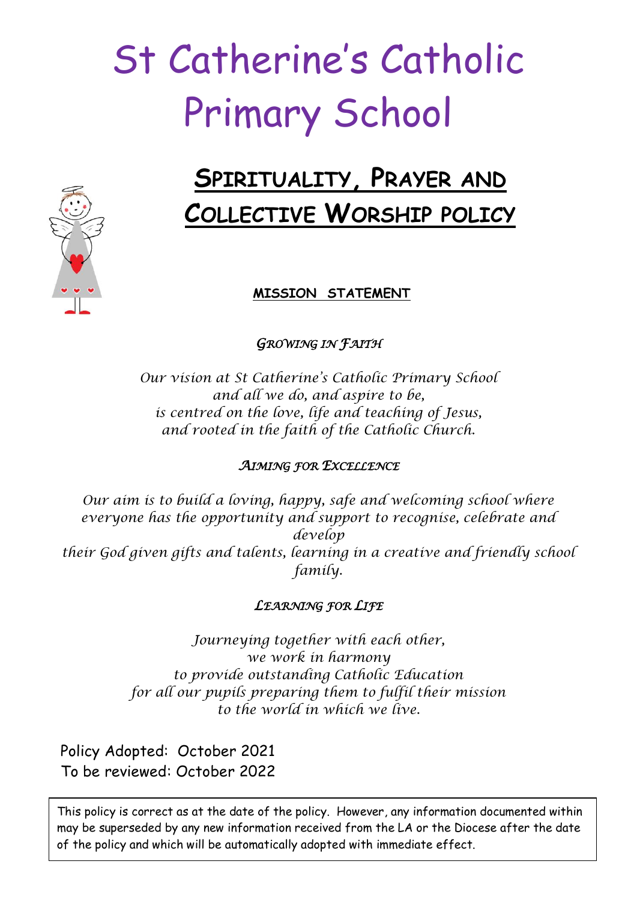# St Catherine's Catholic Primary School

## Spirituality, Prayer and Collective Worship policy

**MISSION STATEMENT**

*GROWING IN FAITH*

*Our vision at St Catherine's Catholic Primary School*
*and all we do, and aspire to be,*
*is centred on the love, life and teaching of Jesus,*
*and rooted in the faith of the Catholic Church.*

*AIMING FOR EXCELLENCE*

*Our aim is to build a loving, happy, safe and welcoming school where everyone has the opportunity and support to recognise, celebrate and develop*
*their God given gifts and talents, learning in a creative and friendly school family.*

*LEARNING FOR LIFE*

*Journeying together with each other,*
*we work in harmony*
*to provide outstanding Catholic Education*
*for all our pupils preparing them to fulfil their mission*
*to the world in which we live.*

Policy Adopted: October 2021
To be reviewed: October 2022

This policy is correct as at the date of the policy. However, any information documented within may be superseded by any new information received from the LA or the Diocese after the date of the policy and which will be automatically adopted with immediate effect.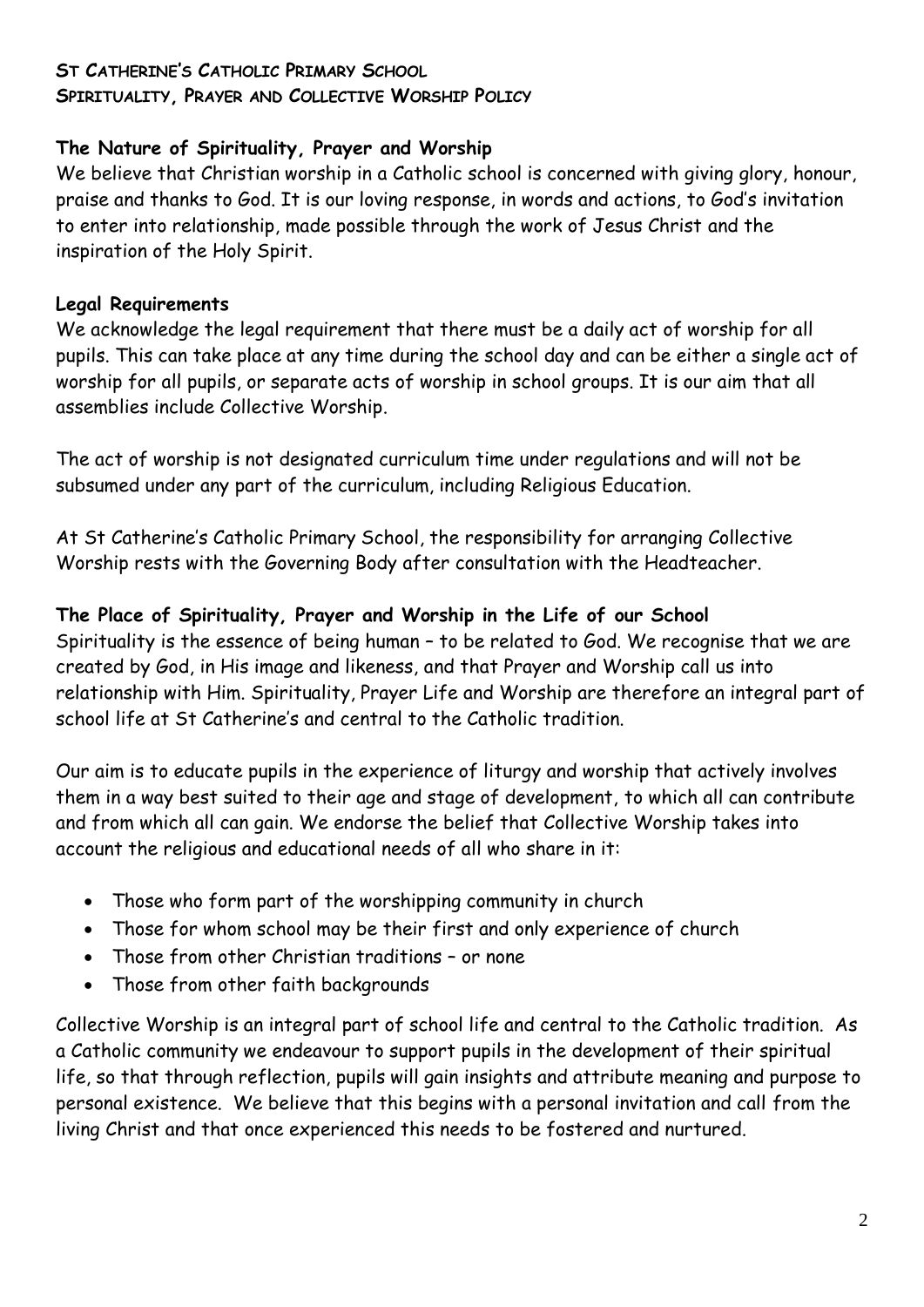**ST CATHERINE'S CATHOLIC PRIMARY SCHOOL**
**SPIRITUALITY, PRAYER AND COLLECTIVE WORSHIP POLICY**

**The Nature of Spirituality, Prayer and Worship**

We believe that Christian worship in a Catholic school is concerned with giving glory, honour, praise and thanks to God. It is our loving response, in words and actions, to God's invitation to enter into relationship, made possible through the work of Jesus Christ and the inspiration of the Holy Spirit.

**Legal Requirements**

We acknowledge the legal requirement that there must be a daily act of worship for all pupils. This can take place at any time during the school day and can be either a single act of worship for all pupils, or separate acts of worship in school groups. It is our aim that all assemblies include Collective Worship.

The act of worship is not designated curriculum time under regulations and will not be subsumed under any part of the curriculum, including Religious Education.

At St Catherine's Catholic Primary School, the responsibility for arranging Collective Worship rests with the Governing Body after consultation with the Headteacher.

**The Place of Spirituality, Prayer and Worship in the Life of our School**

Spirituality is the essence of being human – to be related to God. We recognise that we are created by God, in His image and likeness, and that Prayer and Worship call us into relationship with Him. Spirituality, Prayer Life and Worship are therefore an integral part of school life at St Catherine's and central to the Catholic tradition.

Our aim is to educate pupils in the experience of liturgy and worship that actively involves them in a way best suited to their age and stage of development, to which all can contribute and from which all can gain. We endorse the belief that Collective Worship takes into account the religious and educational needs of all who share in it:

- Those who form part of the worshipping community in church
- Those for whom school may be their first and only experience of church
- Those from other Christian traditions – or none
- Those from other faith backgrounds

Collective Worship is an integral part of school life and central to the Catholic tradition. As a Catholic community we endeavour to support pupils in the development of their spiritual life, so that through reflection, pupils will gain insights and attribute meaning and purpose to personal existence. We believe that this begins with a personal invitation and call from the living Christ and that once experienced this needs to be fostered and nurtured.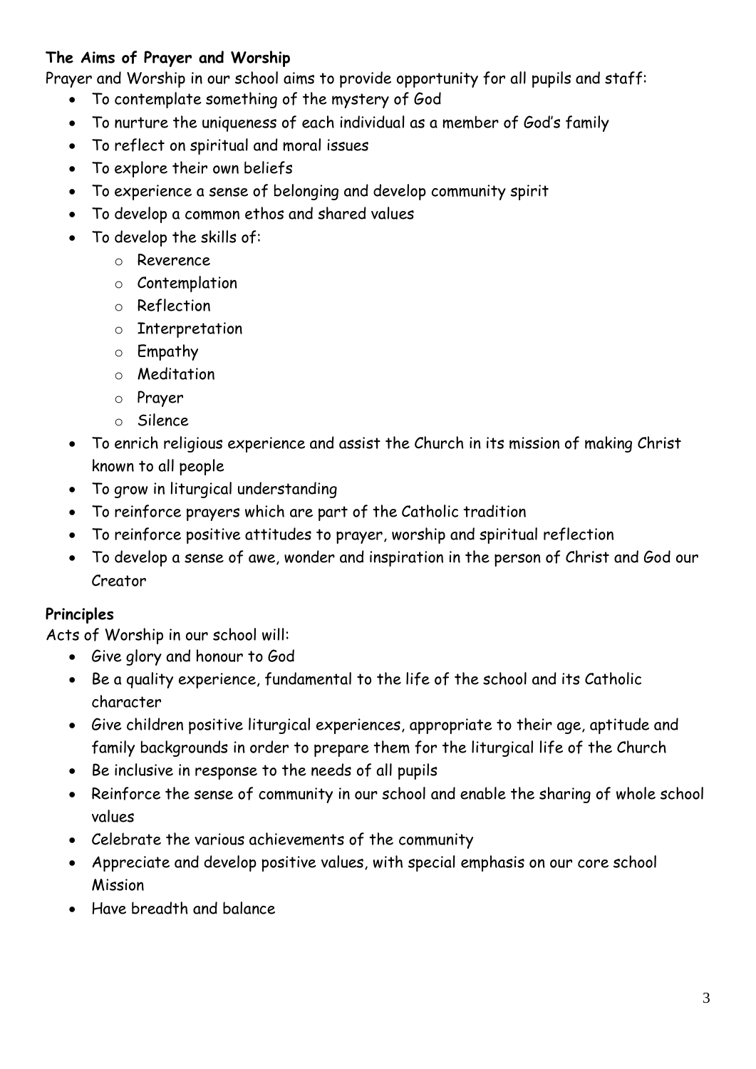## The Aims of Prayer and Worship

Prayer and Worship in our school aims to provide opportunity for all pupils and staff:

- To contemplate something of the mystery of God
- To nurture the uniqueness of each individual as a member of God's family
- To reflect on spiritual and moral issues
- To explore their own beliefs
- To experience a sense of belonging and develop community spirit
- To develop a common ethos and shared values
- To develop the skills of:
  - Reverence
  - Contemplation
  - Reflection
  - Interpretation
  - Empathy
  - Meditation
  - Prayer
  - Silence
- To enrich religious experience and assist the Church in its mission of making Christ known to all people
- To grow in liturgical understanding
- To reinforce prayers which are part of the Catholic tradition
- To reinforce positive attitudes to prayer, worship and spiritual reflection
- To develop a sense of awe, wonder and inspiration in the person of Christ and God our Creator

## Principles

Acts of Worship in our school will:

- Give glory and honour to God
- Be a quality experience, fundamental to the life of the school and its Catholic character
- Give children positive liturgical experiences, appropriate to their age, aptitude and family backgrounds in order to prepare them for the liturgical life of the Church
- Be inclusive in response to the needs of all pupils
- Reinforce the sense of community in our school and enable the sharing of whole school values
- Celebrate the various achievements of the community
- Appreciate and develop positive values, with special emphasis on our core school Mission
- Have breadth and balance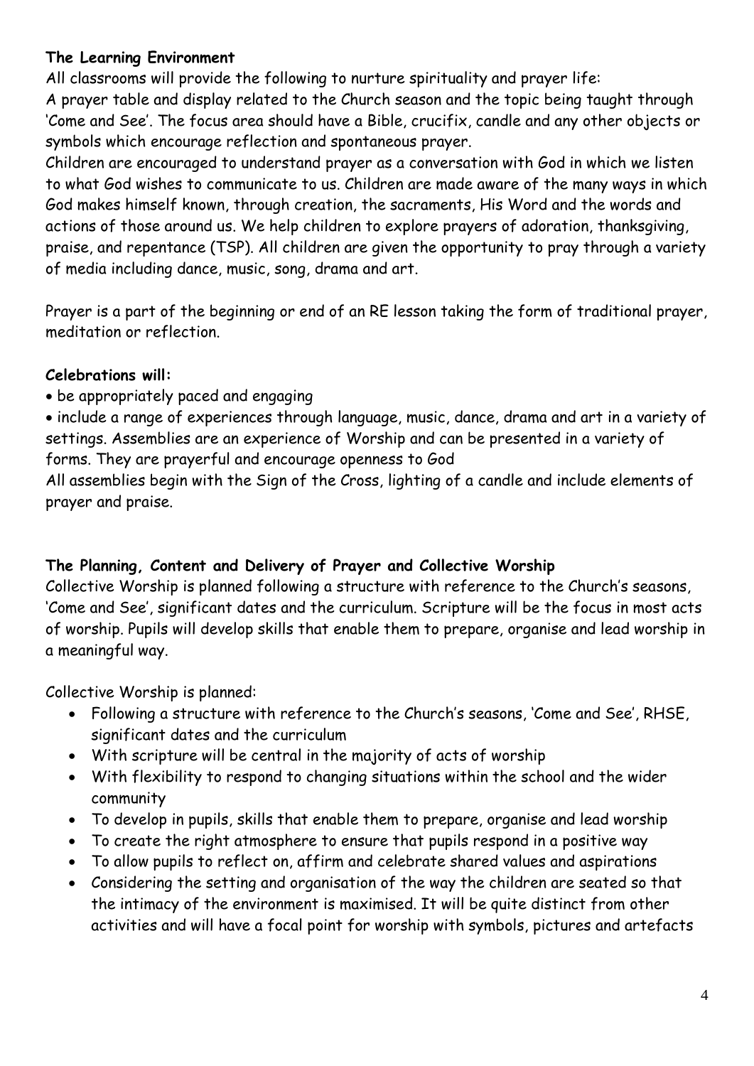**The Learning Environment**

All classrooms will provide the following to nurture spirituality and prayer life:

A prayer table and display related to the Church season and the topic being taught through 'Come and See'. The focus area should have a Bible, crucifix, candle and any other objects or symbols which encourage reflection and spontaneous prayer.

Children are encouraged to understand prayer as a conversation with God in which we listen to what God wishes to communicate to us. Children are made aware of the many ways in which God makes himself known, through creation, the sacraments, His Word and the words and actions of those around us. We help children to explore prayers of adoration, thanksgiving, praise, and repentance (TSP). All children are given the opportunity to pray through a variety of media including dance, music, song, drama and art.

Prayer is a part of the beginning or end of an RE lesson taking the form of traditional prayer, meditation or reflection.

**Celebrations will:**

- be appropriately paced and engaging
- include a range of experiences through language, music, dance, drama and art in a variety of settings. Assemblies are an experience of Worship and can be presented in a variety of forms. They are prayerful and encourage openness to God

All assemblies begin with the Sign of the Cross, lighting of a candle and include elements of prayer and praise.

**The Planning, Content and Delivery of Prayer and Collective Worship**

Collective Worship is planned following a structure with reference to the Church's seasons, 'Come and See', significant dates and the curriculum. Scripture will be the focus in most acts of worship. Pupils will develop skills that enable them to prepare, organise and lead worship in a meaningful way.

Collective Worship is planned:

- Following a structure with reference to the Church's seasons, 'Come and See', RHSE, significant dates and the curriculum
- With scripture will be central in the majority of acts of worship
- With flexibility to respond to changing situations within the school and the wider community
- To develop in pupils, skills that enable them to prepare, organise and lead worship
- To create the right atmosphere to ensure that pupils respond in a positive way
- To allow pupils to reflect on, affirm and celebrate shared values and aspirations
- Considering the setting and organisation of the way the children are seated so that the intimacy of the environment is maximised. It will be quite distinct from other activities and will have a focal point for worship with symbols, pictures and artefacts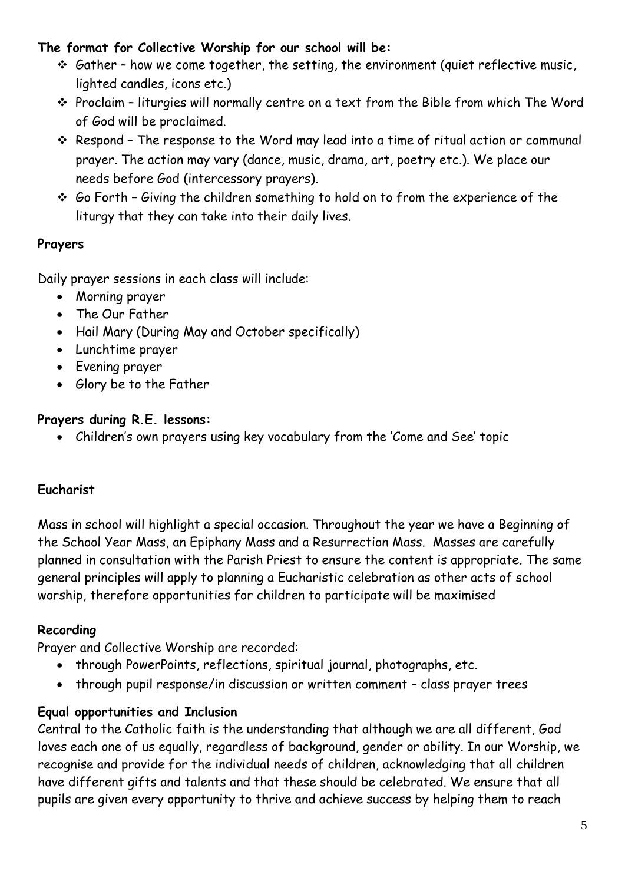**The format for Collective Worship for our school will be:**

- Gather – how we come together, the setting, the environment (quiet reflective music, lighted candles, icons etc.)
- Proclaim – liturgies will normally centre on a text from the Bible from which The Word of God will be proclaimed.
- Respond – The response to the Word may lead into a time of ritual action or communal prayer. The action may vary (dance, music, drama, art, poetry etc.). We place our needs before God (intercessory prayers).
- Go Forth – Giving the children something to hold on to from the experience of the liturgy that they can take into their daily lives.

**Prayers**

Daily prayer sessions in each class will include:

- Morning prayer
- The Our Father
- Hail Mary (During May and October specifically)
- Lunchtime prayer
- Evening prayer
- Glory be to the Father

**Prayers during R.E. lessons:**

- Children's own prayers using key vocabulary from the 'Come and See' topic

**Eucharist**

Mass in school will highlight a special occasion. Throughout the year we have a Beginning of the School Year Mass, an Epiphany Mass and a Resurrection Mass. Masses are carefully planned in consultation with the Parish Priest to ensure the content is appropriate. The same general principles will apply to planning a Eucharistic celebration as other acts of school worship, therefore opportunities for children to participate will be maximised

**Recording**

Prayer and Collective Worship are recorded:

- through PowerPoints, reflections, spiritual journal, photographs, etc.
- through pupil response/in discussion or written comment – class prayer trees

**Equal opportunities and Inclusion**

Central to the Catholic faith is the understanding that although we are all different, God loves each one of us equally, regardless of background, gender or ability. In our Worship, we recognise and provide for the individual needs of children, acknowledging that all children have different gifts and talents and that these should be celebrated. We ensure that all pupils are given every opportunity to thrive and achieve success by helping them to reach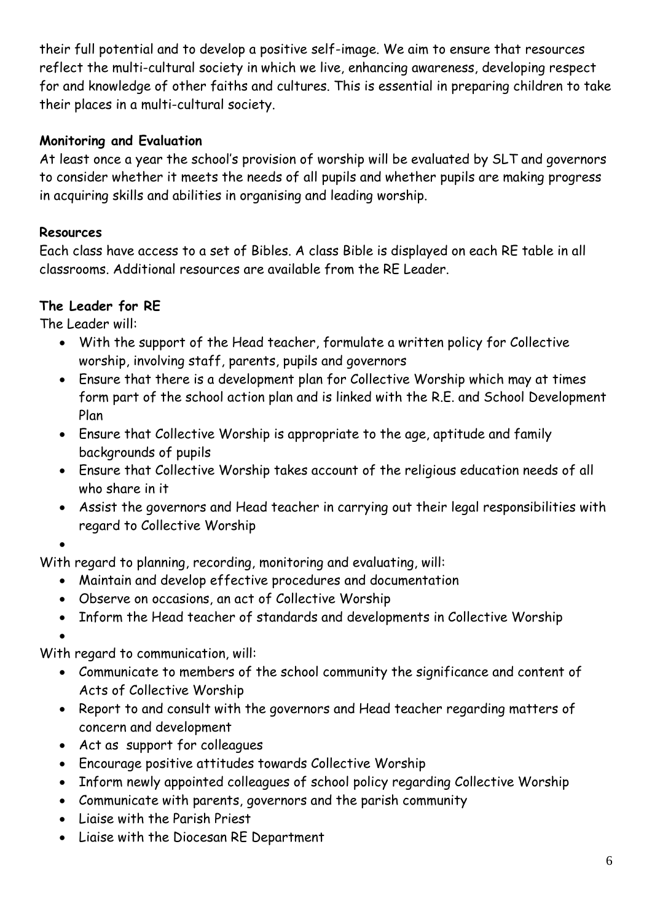their full potential and to develop a positive self-image. We aim to ensure that resources reflect the multi-cultural society in which we live, enhancing awareness, developing respect for and knowledge of other faiths and cultures. This is essential in preparing children to take their places in a multi-cultural society.

**Monitoring and Evaluation**

At least once a year the school's provision of worship will be evaluated by SLT and governors to consider whether it meets the needs of all pupils and whether pupils are making progress in acquiring skills and abilities in organising and leading worship.

**Resources**

Each class have access to a set of Bibles. A class Bible is displayed on each RE table in all classrooms. Additional resources are available from the RE Leader.

**The Leader for RE**

The Leader will:

- With the support of the Head teacher, formulate a written policy for Collective worship, involving staff, parents, pupils and governors
- Ensure that there is a development plan for Collective Worship which may at times form part of the school action plan and is linked with the R.E. and School Development Plan
- Ensure that Collective Worship is appropriate to the age, aptitude and family backgrounds of pupils
- Ensure that Collective Worship takes account of the religious education needs of all who share in it
- Assist the governors and Head teacher in carrying out their legal responsibilities with regard to Collective Worship

With regard to planning, recording, monitoring and evaluating, will:

- Maintain and develop effective procedures and documentation
- Observe on occasions, an act of Collective Worship
- Inform the Head teacher of standards and developments in Collective Worship

With regard to communication, will:

- Communicate to members of the school community the significance and content of Acts of Collective Worship
- Report to and consult with the governors and Head teacher regarding matters of concern and development
- Act as support for colleagues
- Encourage positive attitudes towards Collective Worship
- Inform newly appointed colleagues of school policy regarding Collective Worship
- Communicate with parents, governors and the parish community
- Liaise with the Parish Priest
- Liaise with the Diocesan RE Department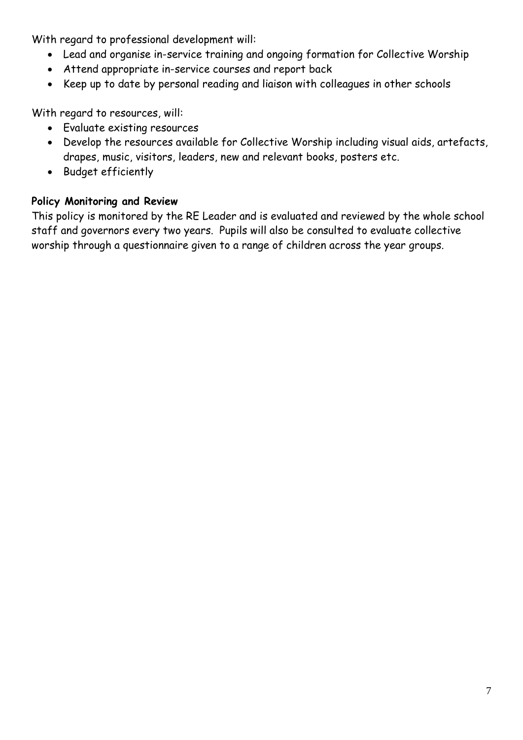With regard to professional development will:

- Lead and organise in-service training and ongoing formation for Collective Worship
- Attend appropriate in-service courses and report back
- Keep up to date by personal reading and liaison with colleagues in other schools

With regard to resources, will:

- Evaluate existing resources
- Develop the resources available for Collective Worship including visual aids, artefacts, drapes, music, visitors, leaders, new and relevant books, posters etc.
- Budget efficiently

**Policy Monitoring and Review**

This policy is monitored by the RE Leader and is evaluated and reviewed by the whole school staff and governors every two years. Pupils will also be consulted to evaluate collective worship through a questionnaire given to a range of children across the year groups.